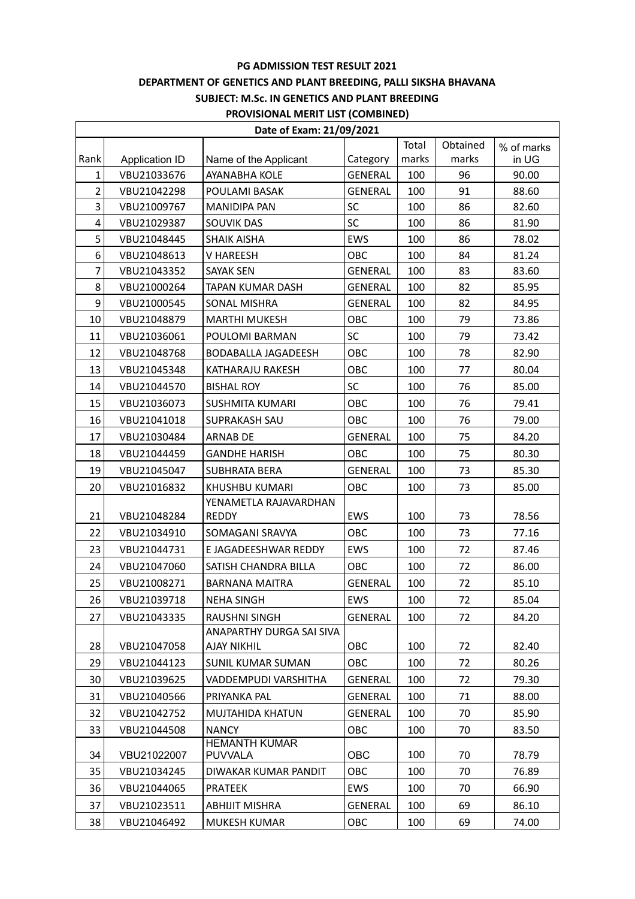**PG ADMISSION TEST RESULT 2021**

**DEPARTMENT OF GENETICS AND PLANT BREEDING, PALLI SIKSHA BHAVANA**

**SUBJECT: M.Sc. IN GENETICS AND PLANT BREEDING**

**PROVISIONAL MERIT LIST (COMBINED)**

**Date of Exam: 21/09/2021**

| Rank | Application ID | Name of the Applicant | Category | Total marks | Obtained marks | % of marks in UG |
|---|---|---|---|---|---|---|
| 1 | VBU21033676 | AYANABHA KOLE | GENERAL | 100 | 96 | 90.00 |
| 2 | VBU21042298 | POULAMI BASAK | GENERAL | 100 | 91 | 88.60 |
| 3 | VBU21009767 | MANIDIPA PAN | SC | 100 | 86 | 82.60 |
| 4 | VBU21029387 | SOUVIK DAS | SC | 100 | 86 | 81.90 |
| 5 | VBU21048445 | SHAIK AISHA | EWS | 100 | 86 | 78.02 |
| 6 | VBU21048613 | V HAREESH | OBC | 100 | 84 | 81.24 |
| 7 | VBU21043352 | SAYAK SEN | GENERAL | 100 | 83 | 83.60 |
| 8 | VBU21000264 | TAPAN KUMAR DASH | GENERAL | 100 | 82 | 85.95 |
| 9 | VBU21000545 | SONAL MISHRA | GENERAL | 100 | 82 | 84.95 |
| 10 | VBU21048879 | MARTHI MUKESH | OBC | 100 | 79 | 73.86 |
| 11 | VBU21036061 | POULOMI BARMAN | SC | 100 | 79 | 73.42 |
| 12 | VBU21048768 | BODABALLA JAGADEESH | OBC | 100 | 78 | 82.90 |
| 13 | VBU21045348 | KATHARAJU RAKESH | OBC | 100 | 77 | 80.04 |
| 14 | VBU21044570 | BISHAL ROY | SC | 100 | 76 | 85.00 |
| 15 | VBU21036073 | SUSHMITA KUMARI | OBC | 100 | 76 | 79.41 |
| 16 | VBU21041018 | SUPRAKASH SAU | OBC | 100 | 76 | 79.00 |
| 17 | VBU21030484 | ARNAB DE | GENERAL | 100 | 75 | 84.20 |
| 18 | VBU21044459 | GANDHE HARISH | OBC | 100 | 75 | 80.30 |
| 19 | VBU21045047 | SUBHRATA BERA | GENERAL | 100 | 73 | 85.30 |
| 20 | VBU21016832 | KHUSHBU KUMARI | OBC | 100 | 73 | 85.00 |
| 21 | VBU21048284 | YENAMETLA RAJAVARDHAN REDDY | EWS | 100 | 73 | 78.56 |
| 22 | VBU21034910 | SOMAGANI SRAVYA | OBC | 100 | 73 | 77.16 |
| 23 | VBU21044731 | E JAGADEESHWAR REDDY | EWS | 100 | 72 | 87.46 |
| 24 | VBU21047060 | SATISH CHANDRA BILLA | OBC | 100 | 72 | 86.00 |
| 25 | VBU21008271 | BARNANA MAITRA | GENERAL | 100 | 72 | 85.10 |
| 26 | VBU21039718 | NEHA SINGH | EWS | 100 | 72 | 85.04 |
| 27 | VBU21043335 | RAUSHNI SINGH | GENERAL | 100 | 72 | 84.20 |
| 28 | VBU21047058 | ANAPARTHY DURGA SAI SIVA AJAY NIKHIL | OBC | 100 | 72 | 82.40 |
| 29 | VBU21044123 | SUNIL KUMAR SUMAN | OBC | 100 | 72 | 80.26 |
| 30 | VBU21039625 | VADDEMPUDI VARSHITHA | GENERAL | 100 | 72 | 79.30 |
| 31 | VBU21040566 | PRIYANKA PAL | GENERAL | 100 | 71 | 88.00 |
| 32 | VBU21042752 | MUJTAHIDA KHATUN | GENERAL | 100 | 70 | 85.90 |
| 33 | VBU21044508 | NANCY | OBC | 100 | 70 | 83.50 |
| 34 | VBU21022007 | HEMANTH KUMAR PUVVALA | OBC | 100 | 70 | 78.79 |
| 35 | VBU21034245 | DIWAKAR KUMAR PANDIT | OBC | 100 | 70 | 76.89 |
| 36 | VBU21044065 | PRATEEK | EWS | 100 | 70 | 66.90 |
| 37 | VBU21023511 | ABHIJIT MISHRA | GENERAL | 100 | 69 | 86.10 |
| 38 | VBU21046492 | MUKESH KUMAR | OBC | 100 | 69 | 74.00 |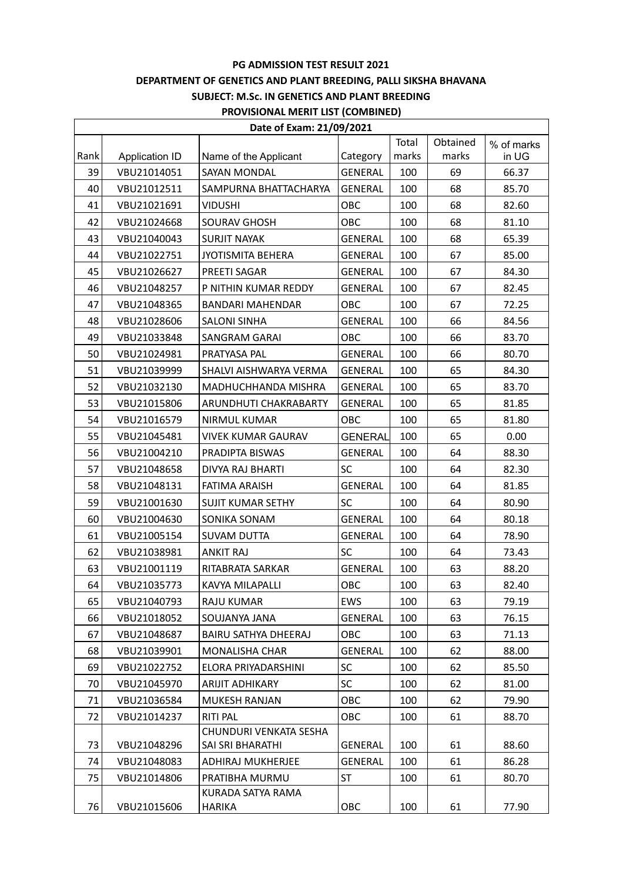**PG ADMISSION TEST RESULT 2021**

**DEPARTMENT OF GENETICS AND PLANT BREEDING, PALLI SIKSHA BHAVANA**

**SUBJECT: M.Sc. IN GENETICS AND PLANT BREEDING**

**PROVISIONAL MERIT LIST (COMBINED)**

| Date of Exam: 21/09/2021 | | | | | | |
|---|---|---|---|---|---|---|
| Rank | Application ID | Name of the Applicant | Category | Total marks | Obtained marks | % of marks in UG |
| 39 | VBU21014051 | SAYAN MONDAL | GENERAL | 100 | 69 | 66.37 |
| 40 | VBU21012511 | SAMPURNA BHATTACHARYA | GENERAL | 100 | 68 | 85.70 |
| 41 | VBU21021691 | VIDUSHI | OBC | 100 | 68 | 82.60 |
| 42 | VBU21024668 | SOURAV GHOSH | OBC | 100 | 68 | 81.10 |
| 43 | VBU21040043 | SURJIT NAYAK | GENERAL | 100 | 68 | 65.39 |
| 44 | VBU21022751 | JYOTISMITA BEHERA | GENERAL | 100 | 67 | 85.00 |
| 45 | VBU21026627 | PREETI SAGAR | GENERAL | 100 | 67 | 84.30 |
| 46 | VBU21048257 | P NITHIN KUMAR REDDY | GENERAL | 100 | 67 | 82.45 |
| 47 | VBU21048365 | BANDARI MAHENDAR | OBC | 100 | 67 | 72.25 |
| 48 | VBU21028606 | SALONI SINHA | GENERAL | 100 | 66 | 84.56 |
| 49 | VBU21033848 | SANGRAM GARAI | OBC | 100 | 66 | 83.70 |
| 50 | VBU21024981 | PRATYASA PAL | GENERAL | 100 | 66 | 80.70 |
| 51 | VBU21039999 | SHALVI AISHWARYA VERMA | GENERAL | 100 | 65 | 84.30 |
| 52 | VBU21032130 | MADHUCHHANDA MISHRA | GENERAL | 100 | 65 | 83.70 |
| 53 | VBU21015806 | ARUNDHUTI CHAKRABARTY | GENERAL | 100 | 65 | 81.85 |
| 54 | VBU21016579 | NIRMUL KUMAR | OBC | 100 | 65 | 81.80 |
| 55 | VBU21045481 | VIVEK KUMAR GAURAV | GENERAL | 100 | 65 | 0.00 |
| 56 | VBU21004210 | PRADIPTA BISWAS | GENERAL | 100 | 64 | 88.30 |
| 57 | VBU21048658 | DIVYA RAJ BHARTI | SC | 100 | 64 | 82.30 |
| 58 | VBU21048131 | FATIMA ARAISH | GENERAL | 100 | 64 | 81.85 |
| 59 | VBU21001630 | SUJIT KUMAR SETHY | SC | 100 | 64 | 80.90 |
| 60 | VBU21004630 | SONIKA SONAM | GENERAL | 100 | 64 | 80.18 |
| 61 | VBU21005154 | SUVAM DUTTA | GENERAL | 100 | 64 | 78.90 |
| 62 | VBU21038981 | ANKIT RAJ | SC | 100 | 64 | 73.43 |
| 63 | VBU21001119 | RITABRATA SARKAR | GENERAL | 100 | 63 | 88.20 |
| 64 | VBU21035773 | KAVYA MILAPALLI | OBC | 100 | 63 | 82.40 |
| 65 | VBU21040793 | RAJU KUMAR | EWS | 100 | 63 | 79.19 |
| 66 | VBU21018052 | SOUJANYA JANA | GENERAL | 100 | 63 | 76.15 |
| 67 | VBU21048687 | BAIRU SATHYA DHEERAJ | OBC | 100 | 63 | 71.13 |
| 68 | VBU21039901 | MONALISHA CHAR | GENERAL | 100 | 62 | 88.00 |
| 69 | VBU21022752 | ELORA PRIYADARSHINI | SC | 100 | 62 | 85.50 |
| 70 | VBU21045970 | ARIJIT ADHIKARY | SC | 100 | 62 | 81.00 |
| 71 | VBU21036584 | MUKESH RANJAN | OBC | 100 | 62 | 79.90 |
| 72 | VBU21014237 | RITI PAL | OBC | 100 | 61 | 88.70 |
| 73 | VBU21048296 | CHUNDURI VENKATA SESHA SAI SRI BHARATHI | GENERAL | 100 | 61 | 88.60 |
| 74 | VBU21048083 | ADHIRAJ MUKHERJEE | GENERAL | 100 | 61 | 86.28 |
| 75 | VBU21014806 | PRATIBHA MURMU | ST | 100 | 61 | 80.70 |
| 76 | VBU21015606 | KURADA SATYA RAMA HARIKA | OBC | 100 | 61 | 77.90 |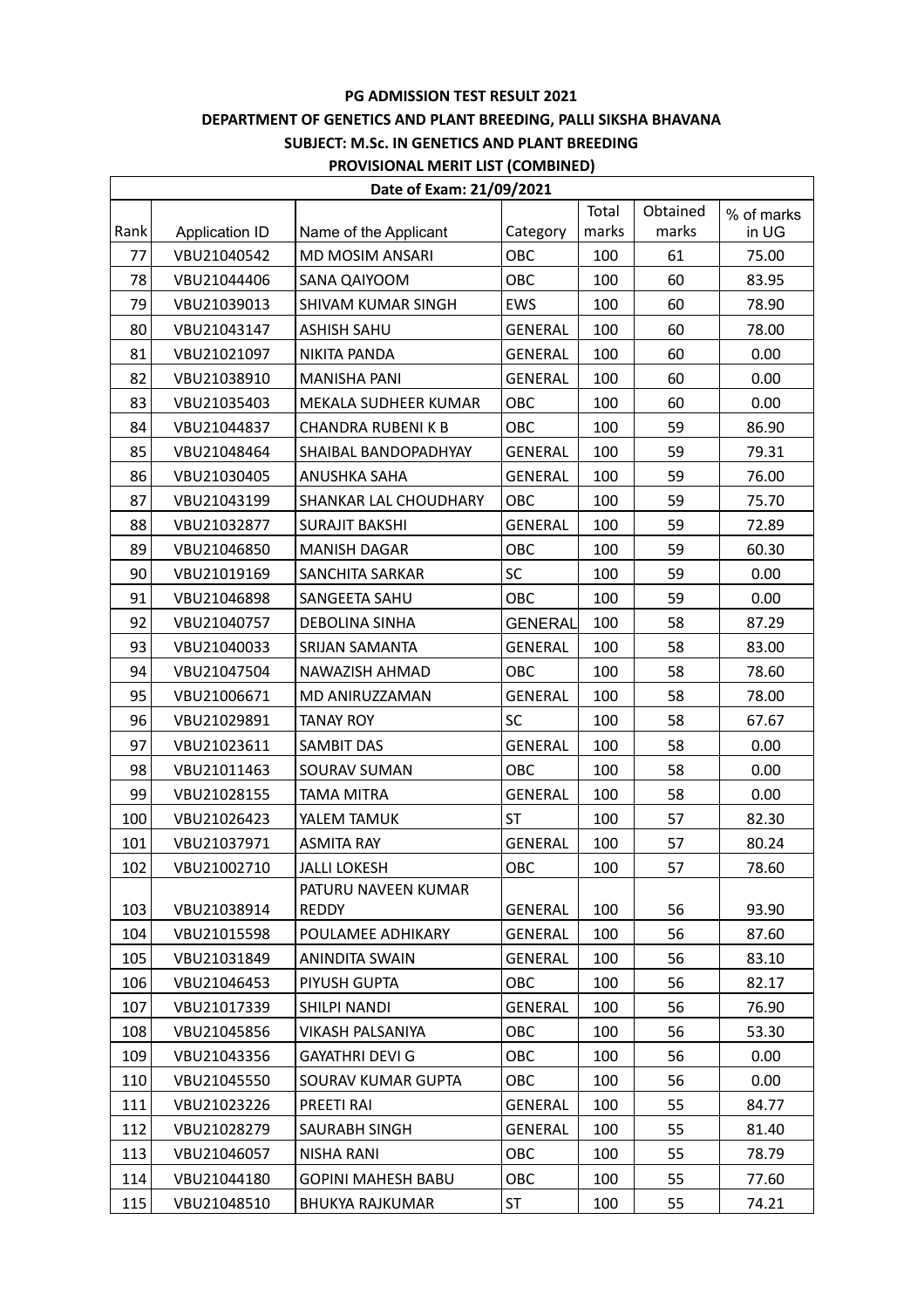**PG ADMISSION TEST RESULT 2021**

**DEPARTMENT OF GENETICS AND PLANT BREEDING, PALLI SIKSHA BHAVANA**

**SUBJECT: M.Sc. IN GENETICS AND PLANT BREEDING**

**PROVISIONAL MERIT LIST (COMBINED)**

**Date of Exam: 21/09/2021**

| Rank | Application ID | Name of the Applicant | Category | Total marks | Obtained marks | % of marks in UG |
|---|---|---|---|---|---|---|
| 77 | VBU21040542 | MD MOSIM ANSARI | OBC | 100 | 61 | 75.00 |
| 78 | VBU21044406 | SANA QAIYOOM | OBC | 100 | 60 | 83.95 |
| 79 | VBU21039013 | SHIVAM KUMAR SINGH | EWS | 100 | 60 | 78.90 |
| 80 | VBU21043147 | ASHISH SAHU | GENERAL | 100 | 60 | 78.00 |
| 81 | VBU21021097 | NIKITA PANDA | GENERAL | 100 | 60 | 0.00 |
| 82 | VBU21038910 | MANISHA PANI | GENERAL | 100 | 60 | 0.00 |
| 83 | VBU21035403 | MEKALA SUDHEER KUMAR | OBC | 100 | 60 | 0.00 |
| 84 | VBU21044837 | CHANDRA RUBENI K B | OBC | 100 | 59 | 86.90 |
| 85 | VBU21048464 | SHAIBAL BANDOPADHYAY | GENERAL | 100 | 59 | 79.31 |
| 86 | VBU21030405 | ANUSHKA SAHA | GENERAL | 100 | 59 | 76.00 |
| 87 | VBU21043199 | SHANKAR LAL CHOUDHARY | OBC | 100 | 59 | 75.70 |
| 88 | VBU21032877 | SURAJIT BAKSHI | GENERAL | 100 | 59 | 72.89 |
| 89 | VBU21046850 | MANISH DAGAR | OBC | 100 | 59 | 60.30 |
| 90 | VBU21019169 | SANCHITA SARKAR | SC | 100 | 59 | 0.00 |
| 91 | VBU21046898 | SANGEETA SAHU | OBC | 100 | 59 | 0.00 |
| 92 | VBU21040757 | DEBOLINA SINHA | GENERAL | 100 | 58 | 87.29 |
| 93 | VBU21040033 | SRIJAN SAMANTA | GENERAL | 100 | 58 | 83.00 |
| 94 | VBU21047504 | NAWAZISH AHMAD | OBC | 100 | 58 | 78.60 |
| 95 | VBU21006671 | MD ANIRUZZAMAN | GENERAL | 100 | 58 | 78.00 |
| 96 | VBU21029891 | TANAY ROY | SC | 100 | 58 | 67.67 |
| 97 | VBU21023611 | SAMBIT DAS | GENERAL | 100 | 58 | 0.00 |
| 98 | VBU21011463 | SOURAV SUMAN | OBC | 100 | 58 | 0.00 |
| 99 | VBU21028155 | TAMA MITRA | GENERAL | 100 | 58 | 0.00 |
| 100 | VBU21026423 | YALEM TAMUK | ST | 100 | 57 | 82.30 |
| 101 | VBU21037971 | ASMITA RAY | GENERAL | 100 | 57 | 80.24 |
| 102 | VBU21002710 | JALLI LOKESH | OBC | 100 | 57 | 78.60 |
| 103 | VBU21038914 | PATURU NAVEEN KUMAR REDDY | GENERAL | 100 | 56 | 93.90 |
| 104 | VBU21015598 | POULAMEE ADHIKARY | GENERAL | 100 | 56 | 87.60 |
| 105 | VBU21031849 | ANINDITA SWAIN | GENERAL | 100 | 56 | 83.10 |
| 106 | VBU21046453 | PIYUSH GUPTA | OBC | 100 | 56 | 82.17 |
| 107 | VBU21017339 | SHILPI NANDI | GENERAL | 100 | 56 | 76.90 |
| 108 | VBU21045856 | VIKASH PALSANIYA | OBC | 100 | 56 | 53.30 |
| 109 | VBU21043356 | GAYATHRI DEVI G | OBC | 100 | 56 | 0.00 |
| 110 | VBU21045550 | SOURAV KUMAR GUPTA | OBC | 100 | 56 | 0.00 |
| 111 | VBU21023226 | PREETI RAI | GENERAL | 100 | 55 | 84.77 |
| 112 | VBU21028279 | SAURABH SINGH | GENERAL | 100 | 55 | 81.40 |
| 113 | VBU21046057 | NISHA RANI | OBC | 100 | 55 | 78.79 |
| 114 | VBU21044180 | GOPINI MAHESH BABU | OBC | 100 | 55 | 77.60 |
| 115 | VBU21048510 | BHUKYA RAJKUMAR | ST | 100 | 55 | 74.21 |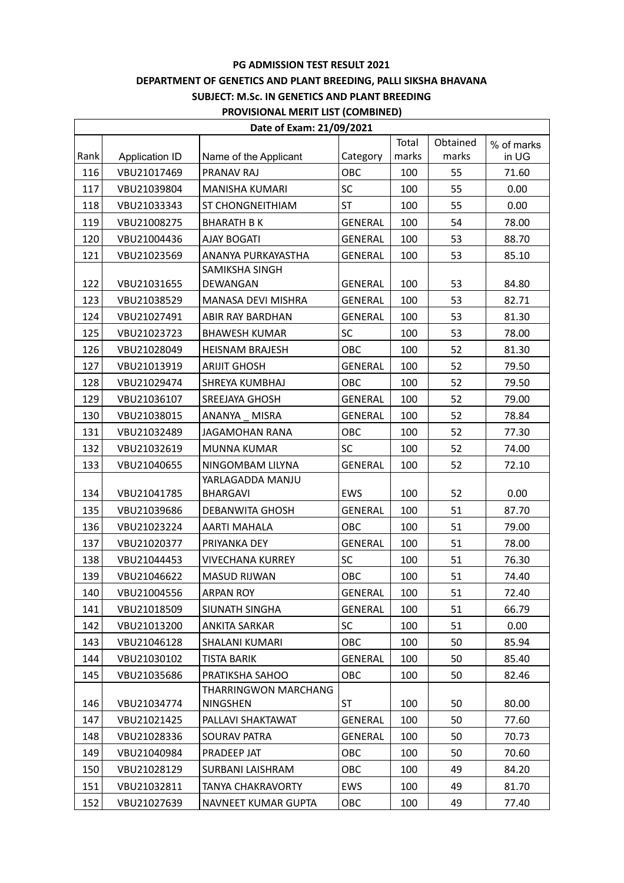**PG ADMISSION TEST RESULT 2021**

**DEPARTMENT OF GENETICS AND PLANT BREEDING, PALLI SIKSHA BHAVANA**

**SUBJECT: M.Sc. IN GENETICS AND PLANT BREEDING**

**PROVISIONAL MERIT LIST (COMBINED)**

| Date of Exam: 21/09/2021 | | | | | | |
|---|---|---|---|---|---|---|
| Rank | Application ID | Name of the Applicant | Category | Total marks | Obtained marks | % of marks in UG |
| 116 | VBU21017469 | PRANAV RAJ | OBC | 100 | 55 | 71.60 |
| 117 | VBU21039804 | MANISHA KUMARI | SC | 100 | 55 | 0.00 |
| 118 | VBU21033343 | ST CHONGNEITHIAM | ST | 100 | 55 | 0.00 |
| 119 | VBU21008275 | BHARATH B K | GENERAL | 100 | 54 | 78.00 |
| 120 | VBU21004436 | AJAY BOGATI | GENERAL | 100 | 53 | 88.70 |
| 121 | VBU21023569 | ANANYA PURKAYASTHA | GENERAL | 100 | 53 | 85.10 |
| 122 | VBU21031655 | SAMIKSHA SINGH DEWANGAN | GENERAL | 100 | 53 | 84.80 |
| 123 | VBU21038529 | MANASA DEVI MISHRA | GENERAL | 100 | 53 | 82.71 |
| 124 | VBU21027491 | ABIR RAY BARDHAN | GENERAL | 100 | 53 | 81.30 |
| 125 | VBU21023723 | BHAWESH KUMAR | SC | 100 | 53 | 78.00 |
| 126 | VBU21028049 | HEISNAM BRAJESH | OBC | 100 | 52 | 81.30 |
| 127 | VBU21013919 | ARIJIT GHOSH | GENERAL | 100 | 52 | 79.50 |
| 128 | VBU21029474 | SHREYA KUMBHAJ | OBC | 100 | 52 | 79.50 |
| 129 | VBU21036107 | SREEJAYA GHOSH | GENERAL | 100 | 52 | 79.00 |
| 130 | VBU21038015 | ANANYA _ MISRA | GENERAL | 100 | 52 | 78.84 |
| 131 | VBU21032489 | JAGAMOHAN RANA | OBC | 100 | 52 | 77.30 |
| 132 | VBU21032619 | MUNNA KUMAR | SC | 100 | 52 | 74.00 |
| 133 | VBU21040655 | NINGOMBAM LILYNA | GENERAL | 100 | 52 | 72.10 |
| 134 | VBU21041785 | YARLAGADDA MANJU BHARGAVI | EWS | 100 | 52 | 0.00 |
| 135 | VBU21039686 | DEBANWITA GHOSH | GENERAL | 100 | 51 | 87.70 |
| 136 | VBU21023224 | AARTI MAHALA | OBC | 100 | 51 | 79.00 |
| 137 | VBU21020377 | PRIYANKA DEY | GENERAL | 100 | 51 | 78.00 |
| 138 | VBU21044453 | VIVECHANA KURREY | SC | 100 | 51 | 76.30 |
| 139 | VBU21046622 | MASUD RIJWAN | OBC | 100 | 51 | 74.40 |
| 140 | VBU21004556 | ARPAN ROY | GENERAL | 100 | 51 | 72.40 |
| 141 | VBU21018509 | SIUNATH SINGHA | GENERAL | 100 | 51 | 66.79 |
| 142 | VBU21013200 | ANKITA SARKAR | SC | 100 | 51 | 0.00 |
| 143 | VBU21046128 | SHALANI KUMARI | OBC | 100 | 50 | 85.94 |
| 144 | VBU21030102 | TISTA BARIK | GENERAL | 100 | 50 | 85.40 |
| 145 | VBU21035686 | PRATIKSHA SAHOO | OBC | 100 | 50 | 82.46 |
| 146 | VBU21034774 | THARRINGWON MARCHANG NINGSHEN | ST | 100 | 50 | 80.00 |
| 147 | VBU21021425 | PALLAVI SHAKTAWAT | GENERAL | 100 | 50 | 77.60 |
| 148 | VBU21028336 | SOURAV PATRA | GENERAL | 100 | 50 | 70.73 |
| 149 | VBU21040984 | PRADEEP JAT | OBC | 100 | 50 | 70.60 |
| 150 | VBU21028129 | SURBANI LAISHRAM | OBC | 100 | 49 | 84.20 |
| 151 | VBU21032811 | TANYA CHAKRAVORTY | EWS | 100 | 49 | 81.70 |
| 152 | VBU21027639 | NAVNEET KUMAR GUPTA | OBC | 100 | 49 | 77.40 |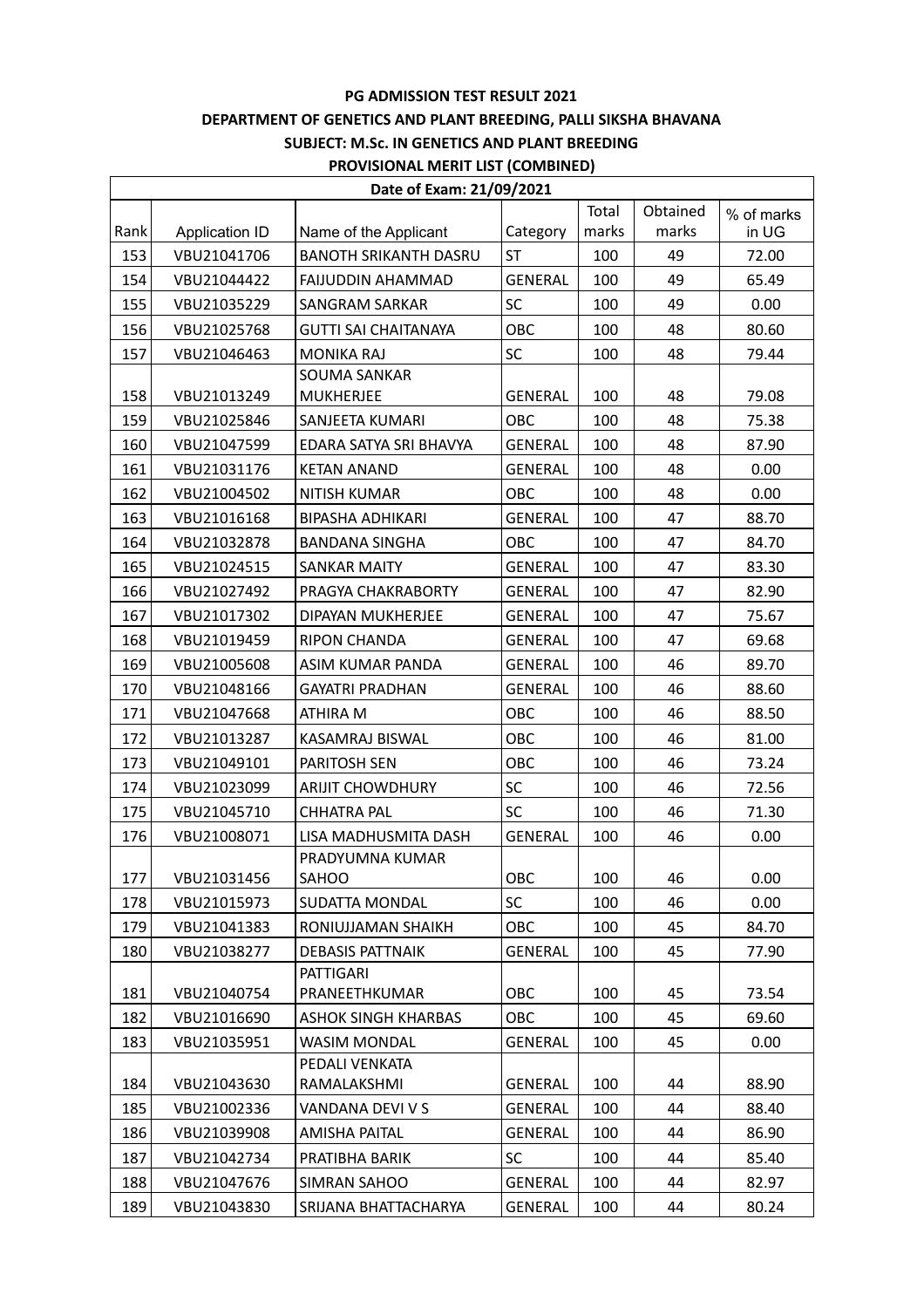**PG ADMISSION TEST RESULT 2021**

**DEPARTMENT OF GENETICS AND PLANT BREEDING, PALLI SIKSHA BHAVANA**

**SUBJECT: M.Sc. IN GENETICS AND PLANT BREEDING**

**PROVISIONAL MERIT LIST (COMBINED)**

**Date of Exam: 21/09/2021**

| Rank | Application ID | Name of the Applicant | Category | Total marks | Obtained marks | % of marks in UG |
|---|---|---|---|---|---|---|
| 153 | VBU21041706 | BANOTH SRIKANTH DASRU | ST | 100 | 49 | 72.00 |
| 154 | VBU21044422 | FAIJUDDIN AHAMMAD | GENERAL | 100 | 49 | 65.49 |
| 155 | VBU21035229 | SANGRAM SARKAR | SC | 100 | 49 | 0.00 |
| 156 | VBU21025768 | GUTTI SAI CHAITANAYA | OBC | 100 | 48 | 80.60 |
| 157 | VBU21046463 | MONIKA RAJ | SC | 100 | 48 | 79.44 |
| 158 | VBU21013249 | SOUMA SANKAR MUKHERJEE | GENERAL | 100 | 48 | 79.08 |
| 159 | VBU21025846 | SANJEETA KUMARI | OBC | 100 | 48 | 75.38 |
| 160 | VBU21047599 | EDARA SATYA SRI BHAVYA | GENERAL | 100 | 48 | 87.90 |
| 161 | VBU21031176 | KETAN ANAND | GENERAL | 100 | 48 | 0.00 |
| 162 | VBU21004502 | NITISH KUMAR | OBC | 100 | 48 | 0.00 |
| 163 | VBU21016168 | BIPASHA ADHIKARI | GENERAL | 100 | 47 | 88.70 |
| 164 | VBU21032878 | BANDANA SINGHA | OBC | 100 | 47 | 84.70 |
| 165 | VBU21024515 | SANKAR MAITY | GENERAL | 100 | 47 | 83.30 |
| 166 | VBU21027492 | PRAGYA CHAKRABORTY | GENERAL | 100 | 47 | 82.90 |
| 167 | VBU21017302 | DIPAYAN MUKHERJEE | GENERAL | 100 | 47 | 75.67 |
| 168 | VBU21019459 | RIPON CHANDA | GENERAL | 100 | 47 | 69.68 |
| 169 | VBU21005608 | ASIM KUMAR PANDA | GENERAL | 100 | 46 | 89.70 |
| 170 | VBU21048166 | GAYATRI PRADHAN | GENERAL | 100 | 46 | 88.60 |
| 171 | VBU21047668 | ATHIRA M | OBC | 100 | 46 | 88.50 |
| 172 | VBU21013287 | KASAMRAJ BISWAL | OBC | 100 | 46 | 81.00 |
| 173 | VBU21049101 | PARITOSH SEN | OBC | 100 | 46 | 73.24 |
| 174 | VBU21023099 | ARIJIT CHOWDHURY | SC | 100 | 46 | 72.56 |
| 175 | VBU21045710 | CHHATRA PAL | SC | 100 | 46 | 71.30 |
| 176 | VBU21008071 | LISA MADHUSMITA DASH | GENERAL | 100 | 46 | 0.00 |
| 177 | VBU21031456 | PRADYUMNA KUMAR SAHOO | OBC | 100 | 46 | 0.00 |
| 178 | VBU21015973 | SUDATTA MONDAL | SC | 100 | 46 | 0.00 |
| 179 | VBU21041383 | RONIUJJAMAN SHAIKH | OBC | 100 | 45 | 84.70 |
| 180 | VBU21038277 | DEBASIS PATTNAIK | GENERAL | 100 | 45 | 77.90 |
| 181 | VBU21040754 | PATTIGARI PRANEETHKUMAR | OBC | 100 | 45 | 73.54 |
| 182 | VBU21016690 | ASHOK SINGH KHARBAS | OBC | 100 | 45 | 69.60 |
| 183 | VBU21035951 | WASIM MONDAL | GENERAL | 100 | 45 | 0.00 |
| 184 | VBU21043630 | PEDALI VENKATA RAMALAKSHMI | GENERAL | 100 | 44 | 88.90 |
| 185 | VBU21002336 | VANDANA DEVI V S | GENERAL | 100 | 44 | 88.40 |
| 186 | VBU21039908 | AMISHA PAITAL | GENERAL | 100 | 44 | 86.90 |
| 187 | VBU21042734 | PRATIBHA BARIK | SC | 100 | 44 | 85.40 |
| 188 | VBU21047676 | SIMRAN SAHOO | GENERAL | 100 | 44 | 82.97 |
| 189 | VBU21043830 | SRIJANA BHATTACHARYA | GENERAL | 100 | 44 | 80.24 |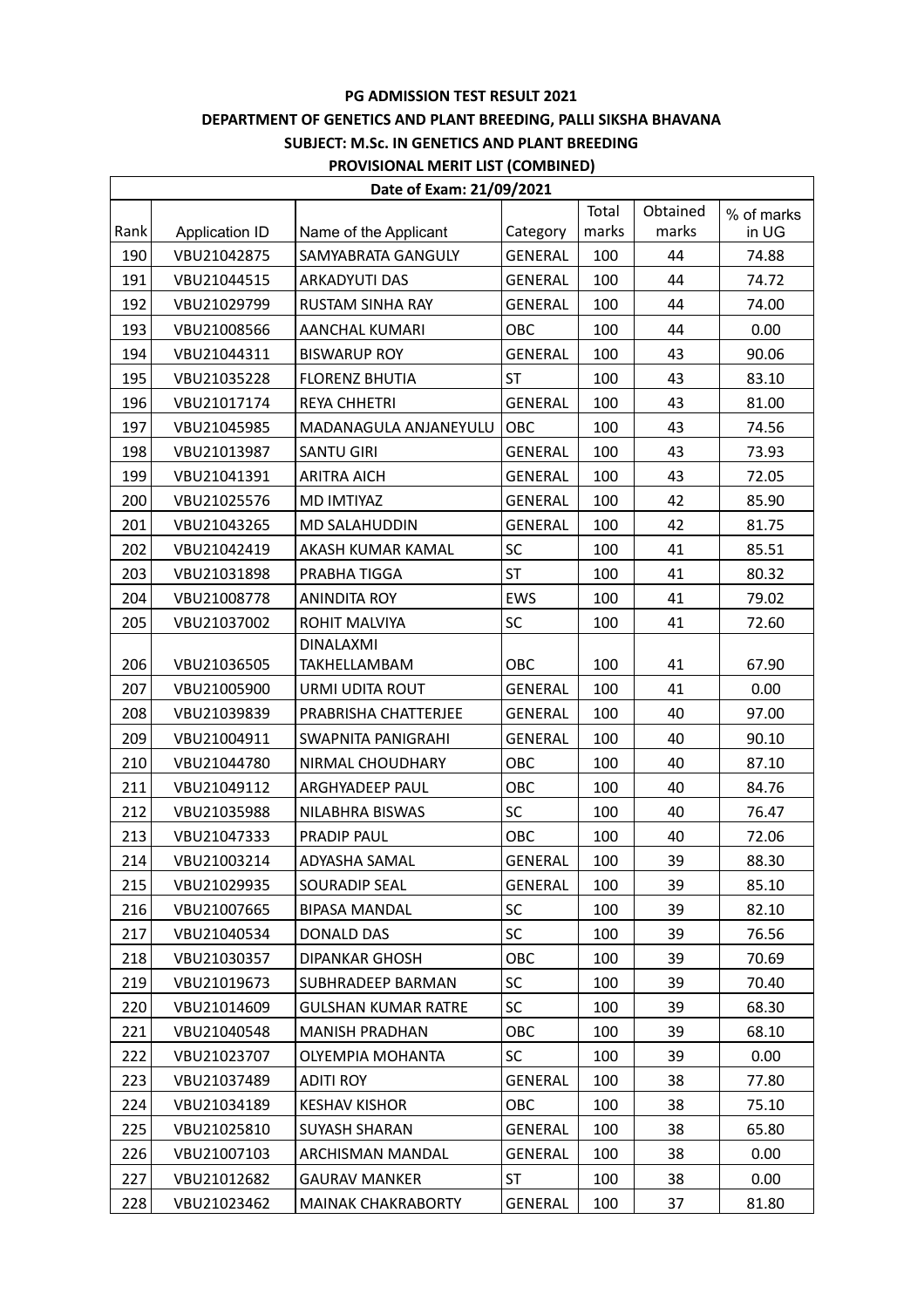**PG ADMISSION TEST RESULT 2021**

**DEPARTMENT OF GENETICS AND PLANT BREEDING, PALLI SIKSHA BHAVANA**

**SUBJECT: M.Sc. IN GENETICS AND PLANT BREEDING**

**PROVISIONAL MERIT LIST (COMBINED)**

| Date of Exam: 21/09/2021 | | | | | | |
|---|---|---|---|---|---|---|
| Rank | Application ID | Name of the Applicant | Category | Total marks | Obtained marks | % of marks in UG |
| 190 | VBU21042875 | SAMYABRATA GANGULY | GENERAL | 100 | 44 | 74.88 |
| 191 | VBU21044515 | ARKADYUTI DAS | GENERAL | 100 | 44 | 74.72 |
| 192 | VBU21029799 | RUSTAM SINHA RAY | GENERAL | 100 | 44 | 74.00 |
| 193 | VBU21008566 | AANCHAL KUMARI | OBC | 100 | 44 | 0.00 |
| 194 | VBU21044311 | BISWARUP ROY | GENERAL | 100 | 43 | 90.06 |
| 195 | VBU21035228 | FLORENZ BHUTIA | ST | 100 | 43 | 83.10 |
| 196 | VBU21017174 | REYA CHHETRI | GENERAL | 100 | 43 | 81.00 |
| 197 | VBU21045985 | MADANAGULA ANJANEYULU | OBC | 100 | 43 | 74.56 |
| 198 | VBU21013987 | SANTU GIRI | GENERAL | 100 | 43 | 73.93 |
| 199 | VBU21041391 | ARITRA AICH | GENERAL | 100 | 43 | 72.05 |
| 200 | VBU21025576 | MD IMTIYAZ | GENERAL | 100 | 42 | 85.90 |
| 201 | VBU21043265 | MD SALAHUDDIN | GENERAL | 100 | 42 | 81.75 |
| 202 | VBU21042419 | AKASH KUMAR KAMAL | SC | 100 | 41 | 85.51 |
| 203 | VBU21031898 | PRABHA TIGGA | ST | 100 | 41 | 80.32 |
| 204 | VBU21008778 | ANINDITA ROY | EWS | 100 | 41 | 79.02 |
| 205 | VBU21037002 | ROHIT MALVIYA | SC | 100 | 41 | 72.60 |
| 206 | VBU21036505 | DINALAXMI TAKHELLAMBAM | OBC | 100 | 41 | 67.90 |
| 207 | VBU21005900 | URMI UDITA ROUT | GENERAL | 100 | 41 | 0.00 |
| 208 | VBU21039839 | PRABRISHA CHATTERJEE | GENERAL | 100 | 40 | 97.00 |
| 209 | VBU21004911 | SWAPNITA PANIGRAHI | GENERAL | 100 | 40 | 90.10 |
| 210 | VBU21044780 | NIRMAL CHOUDHARY | OBC | 100 | 40 | 87.10 |
| 211 | VBU21049112 | ARGHYADEEP PAUL | OBC | 100 | 40 | 84.76 |
| 212 | VBU21035988 | NILABHRA BISWAS | SC | 100 | 40 | 76.47 |
| 213 | VBU21047333 | PRADIP PAUL | OBC | 100 | 40 | 72.06 |
| 214 | VBU21003214 | ADYASHA SAMAL | GENERAL | 100 | 39 | 88.30 |
| 215 | VBU21029935 | SOURADIP SEAL | GENERAL | 100 | 39 | 85.10 |
| 216 | VBU21007665 | BIPASA MANDAL | SC | 100 | 39 | 82.10 |
| 217 | VBU21040534 | DONALD DAS | SC | 100 | 39 | 76.56 |
| 218 | VBU21030357 | DIPANKAR GHOSH | OBC | 100 | 39 | 70.69 |
| 219 | VBU21019673 | SUBHRADEEP BARMAN | SC | 100 | 39 | 70.40 |
| 220 | VBU21014609 | GULSHAN KUMAR RATRE | SC | 100 | 39 | 68.30 |
| 221 | VBU21040548 | MANISH PRADHAN | OBC | 100 | 39 | 68.10 |
| 222 | VBU21023707 | OLYEMPIA MOHANTA | SC | 100 | 39 | 0.00 |
| 223 | VBU21037489 | ADITI ROY | GENERAL | 100 | 38 | 77.80 |
| 224 | VBU21034189 | KESHAV KISHOR | OBC | 100 | 38 | 75.10 |
| 225 | VBU21025810 | SUYASH SHARAN | GENERAL | 100 | 38 | 65.80 |
| 226 | VBU21007103 | ARCHISMAN MANDAL | GENERAL | 100 | 38 | 0.00 |
| 227 | VBU21012682 | GAURAV MANKER | ST | 100 | 38 | 0.00 |
| 228 | VBU21023462 | MAINAK CHAKRABORTY | GENERAL | 100 | 37 | 81.80 |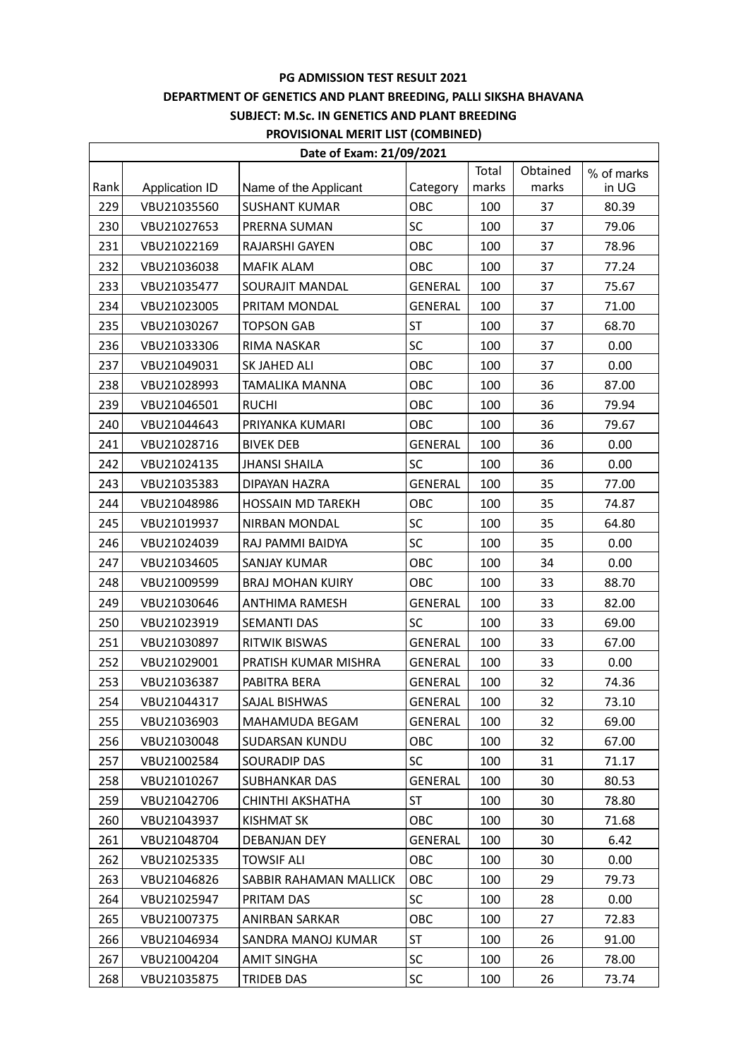**PG ADMISSION TEST RESULT 2021**

**DEPARTMENT OF GENETICS AND PLANT BREEDING, PALLI SIKSHA BHAVANA**

**SUBJECT: M.Sc. IN GENETICS AND PLANT BREEDING**

**PROVISIONAL MERIT LIST (COMBINED)**

**Date of Exam: 21/09/2021**

| Rank | Application ID | Name of the Applicant | Category | Total marks | Obtained marks | % of marks in UG |
|---|---|---|---|---|---|---|
| 229 | VBU21035560 | SUSHANT KUMAR | OBC | 100 | 37 | 80.39 |
| 230 | VBU21027653 | PRERNA SUMAN | SC | 100 | 37 | 79.06 |
| 231 | VBU21022169 | RAJARSHI GAYEN | OBC | 100 | 37 | 78.96 |
| 232 | VBU21036038 | MAFIK ALAM | OBC | 100 | 37 | 77.24 |
| 233 | VBU21035477 | SOURAJIT MANDAL | GENERAL | 100 | 37 | 75.67 |
| 234 | VBU21023005 | PRITAM MONDAL | GENERAL | 100 | 37 | 71.00 |
| 235 | VBU21030267 | TOPSON GAB | ST | 100 | 37 | 68.70 |
| 236 | VBU21033306 | RIMA NASKAR | SC | 100 | 37 | 0.00 |
| 237 | VBU21049031 | SK JAHED ALI | OBC | 100 | 37 | 0.00 |
| 238 | VBU21028993 | TAMALIKA MANNA | OBC | 100 | 36 | 87.00 |
| 239 | VBU21046501 | RUCHI | OBC | 100 | 36 | 79.94 |
| 240 | VBU21044643 | PRIYANKA KUMARI | OBC | 100 | 36 | 79.67 |
| 241 | VBU21028716 | BIVEK DEB | GENERAL | 100 | 36 | 0.00 |
| 242 | VBU21024135 | JHANSI SHAILA | SC | 100 | 36 | 0.00 |
| 243 | VBU21035383 | DIPAYAN HAZRA | GENERAL | 100 | 35 | 77.00 |
| 244 | VBU21048986 | HOSSAIN MD TAREKH | OBC | 100 | 35 | 74.87 |
| 245 | VBU21019937 | NIRBAN MONDAL | SC | 100 | 35 | 64.80 |
| 246 | VBU21024039 | RAJ PAMMI BAIDYA | SC | 100 | 35 | 0.00 |
| 247 | VBU21034605 | SANJAY KUMAR | OBC | 100 | 34 | 0.00 |
| 248 | VBU21009599 | BRAJ MOHAN KUIRY | OBC | 100 | 33 | 88.70 |
| 249 | VBU21030646 | ANTHIMA RAMESH | GENERAL | 100 | 33 | 82.00 |
| 250 | VBU21023919 | SEMANTI DAS | SC | 100 | 33 | 69.00 |
| 251 | VBU21030897 | RITWIK BISWAS | GENERAL | 100 | 33 | 67.00 |
| 252 | VBU21029001 | PRATISH KUMAR MISHRA | GENERAL | 100 | 33 | 0.00 |
| 253 | VBU21036387 | PABITRA BERA | GENERAL | 100 | 32 | 74.36 |
| 254 | VBU21044317 | SAJAL BISHWAS | GENERAL | 100 | 32 | 73.10 |
| 255 | VBU21036903 | MAHAMUDA BEGAM | GENERAL | 100 | 32 | 69.00 |
| 256 | VBU21030048 | SUDARSAN KUNDU | OBC | 100 | 32 | 67.00 |
| 257 | VBU21002584 | SOURADIP DAS | SC | 100 | 31 | 71.17 |
| 258 | VBU21010267 | SUBHANKAR DAS | GENERAL | 100 | 30 | 80.53 |
| 259 | VBU21042706 | CHINTHI AKSHATHA | ST | 100 | 30 | 78.80 |
| 260 | VBU21043937 | KISHMAT SK | OBC | 100 | 30 | 71.68 |
| 261 | VBU21048704 | DEBANJAN DEY | GENERAL | 100 | 30 | 6.42 |
| 262 | VBU21025335 | TOWSIF ALI | OBC | 100 | 30 | 0.00 |
| 263 | VBU21046826 | SABBIR RAHAMAN MALLICK | OBC | 100 | 29 | 79.73 |
| 264 | VBU21025947 | PRITAM DAS | SC | 100 | 28 | 0.00 |
| 265 | VBU21007375 | ANIRBAN SARKAR | OBC | 100 | 27 | 72.83 |
| 266 | VBU21046934 | SANDRA MANOJ KUMAR | ST | 100 | 26 | 91.00 |
| 267 | VBU21004204 | AMIT SINGHA | SC | 100 | 26 | 78.00 |
| 268 | VBU21035875 | TRIDEB DAS | SC | 100 | 26 | 73.74 |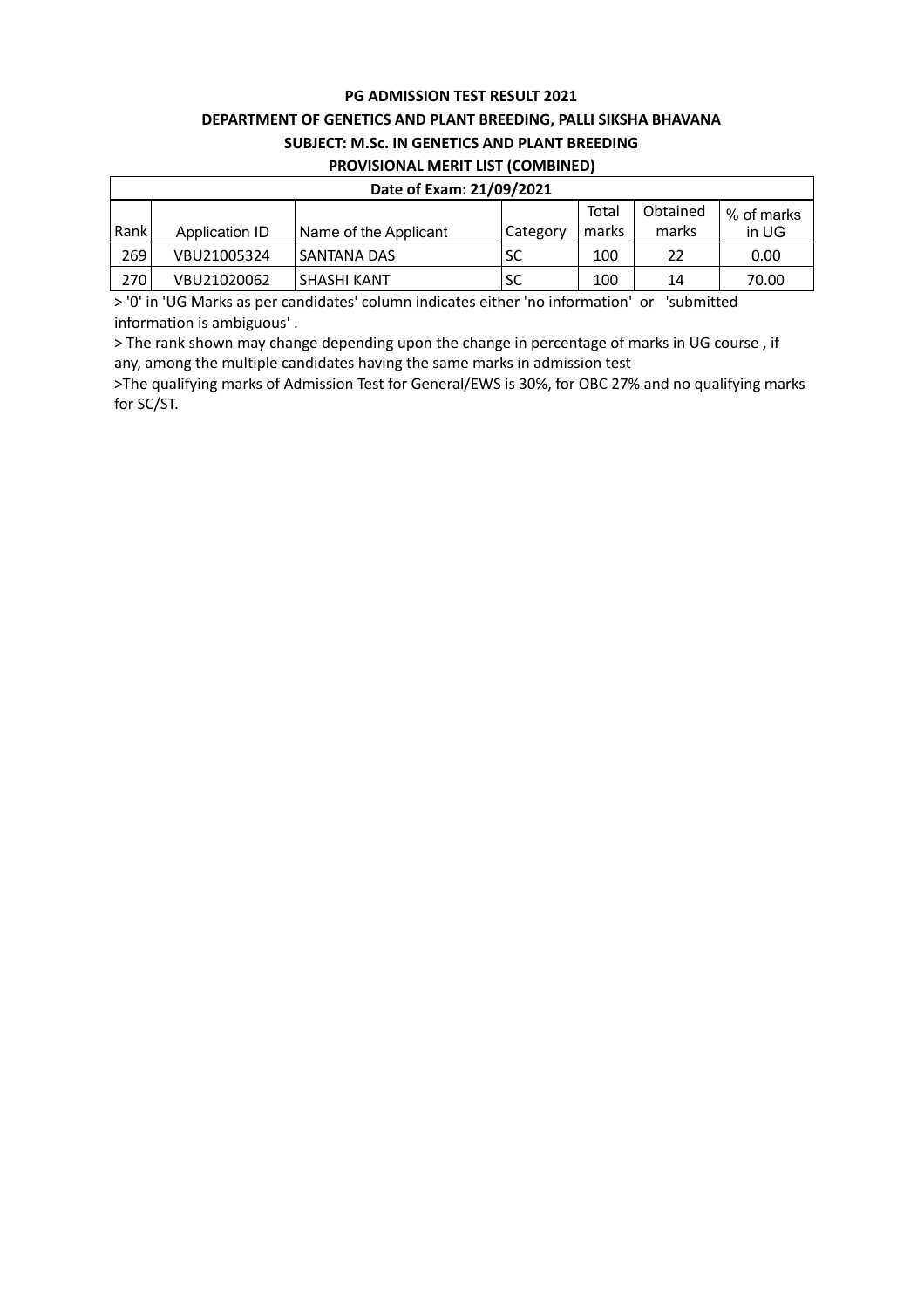**PG ADMISSION TEST RESULT 2021**

**DEPARTMENT OF GENETICS AND PLANT BREEDING, PALLI SIKSHA BHAVANA**

**SUBJECT: M.Sc. IN GENETICS AND PLANT BREEDING**

**PROVISIONAL MERIT LIST (COMBINED)**

**Date of Exam: 21/09/2021**

| Rank | Application ID | Name of the Applicant | Category | Total marks | Obtained marks | % of marks in UG |
|---|---|---|---|---|---|---|
| 269 | VBU21005324 | SANTANA DAS | SC | 100 | 22 | 0.00 |
| 270 | VBU21020062 | SHASHI KANT | SC | 100 | 14 | 70.00 |

> '0' in 'UG Marks as per candidates' column indicates either 'no information' or 'submitted information is ambiguous' .

> The rank shown may change depending upon the change in percentage of marks in UG course , if any, among the multiple candidates having the same marks in admission test

>The qualifying marks of Admission Test for General/EWS is 30%, for OBC 27% and no qualifying marks for SC/ST.